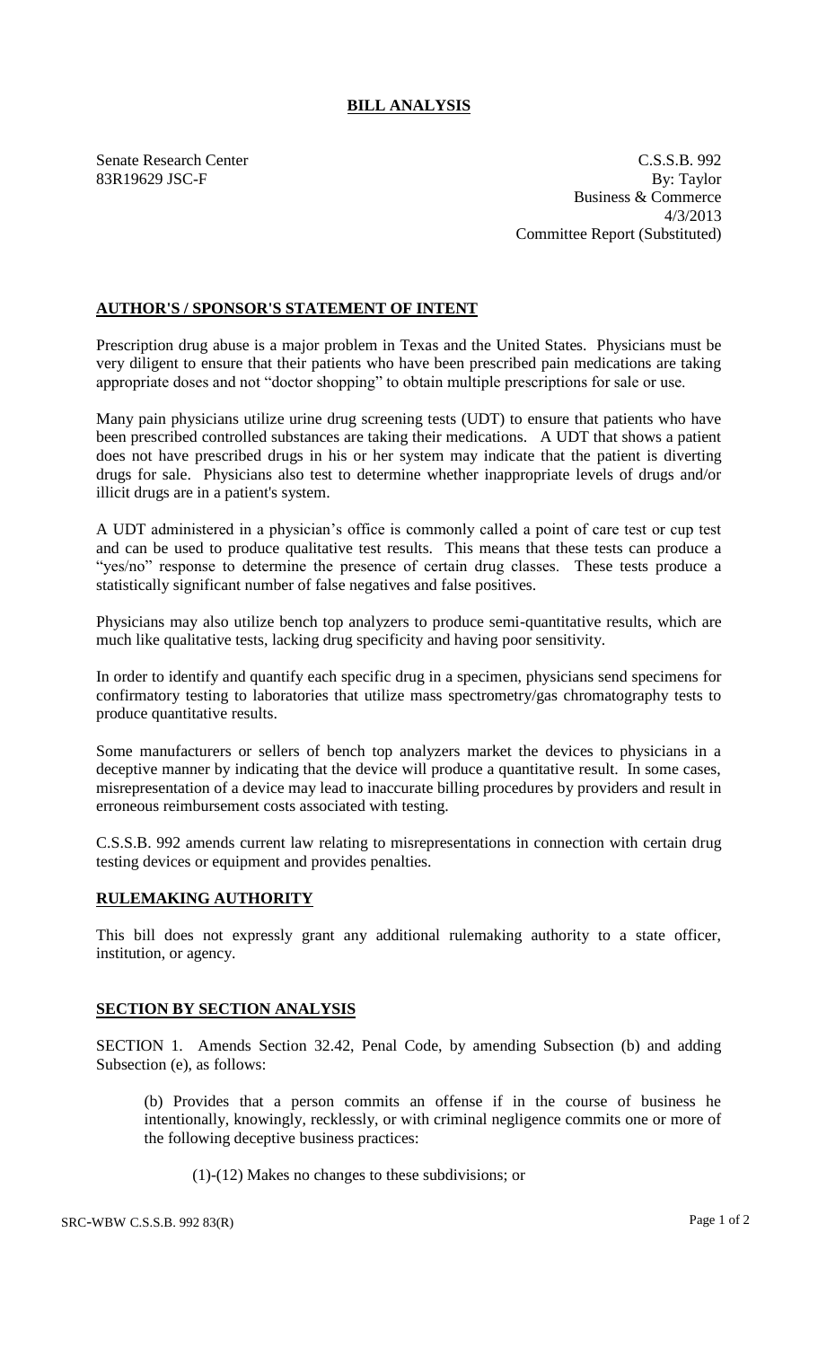# BILL ANALYSIS

Senate Research Center
83R19629 JSC-F

C.S.S.B. 992
By: Taylor
Business & Commerce
4/3/2013
Committee Report (Substituted)

## AUTHOR'S / SPONSOR'S STATEMENT OF INTENT

Prescription drug abuse is a major problem in Texas and the United States. Physicians must be very diligent to ensure that their patients who have been prescribed pain medications are taking appropriate doses and not "doctor shopping" to obtain multiple prescriptions for sale or use.

Many pain physicians utilize urine drug screening tests (UDT) to ensure that patients who have been prescribed controlled substances are taking their medications. A UDT that shows a patient does not have prescribed drugs in his or her system may indicate that the patient is diverting drugs for sale. Physicians also test to determine whether inappropriate levels of drugs and/or illicit drugs are in a patient's system.

A UDT administered in a physician's office is commonly called a point of care test or cup test and can be used to produce qualitative test results. This means that these tests can produce a "yes/no" response to determine the presence of certain drug classes. These tests produce a statistically significant number of false negatives and false positives.

Physicians may also utilize bench top analyzers to produce semi-quantitative results, which are much like qualitative tests, lacking drug specificity and having poor sensitivity.

In order to identify and quantify each specific drug in a specimen, physicians send specimens for confirmatory testing to laboratories that utilize mass spectrometry/gas chromatography tests to produce quantitative results.

Some manufacturers or sellers of bench top analyzers market the devices to physicians in a deceptive manner by indicating that the device will produce a quantitative result. In some cases, misrepresentation of a device may lead to inaccurate billing procedures by providers and result in erroneous reimbursement costs associated with testing.

C.S.S.B. 992 amends current law relating to misrepresentations in connection with certain drug testing devices or equipment and provides penalties.

## RULEMAKING AUTHORITY

This bill does not expressly grant any additional rulemaking authority to a state officer, institution, or agency.

## SECTION BY SECTION ANALYSIS

SECTION 1. Amends Section 32.42, Penal Code, by amending Subsection (b) and adding Subsection (e), as follows:

(b) Provides that a person commits an offense if in the course of business he intentionally, knowingly, recklessly, or with criminal negligence commits one or more of the following deceptive business practices:

(1)-(12) Makes no changes to these subdivisions; or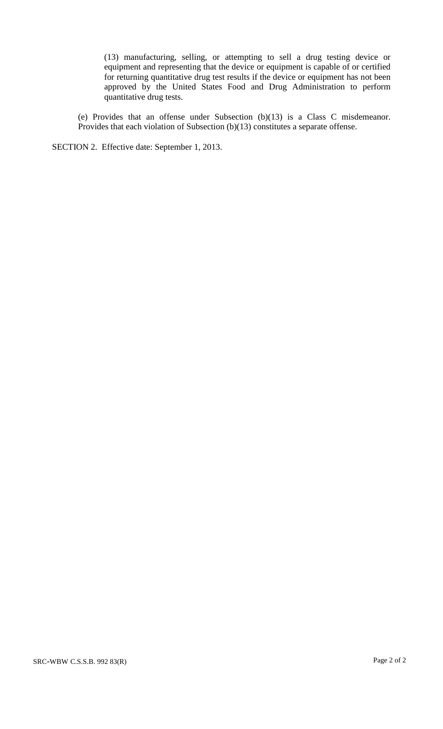(13) manufacturing, selling, or attempting to sell a drug testing device or equipment and representing that the device or equipment is capable of or certified for returning quantitative drug test results if the device or equipment has not been approved by the United States Food and Drug Administration to perform quantitative drug tests.

(e) Provides that an offense under Subsection (b)(13) is a Class C misdemeanor. Provides that each violation of Subsection (b)(13) constitutes a separate offense.

SECTION 2. Effective date: September 1, 2013.